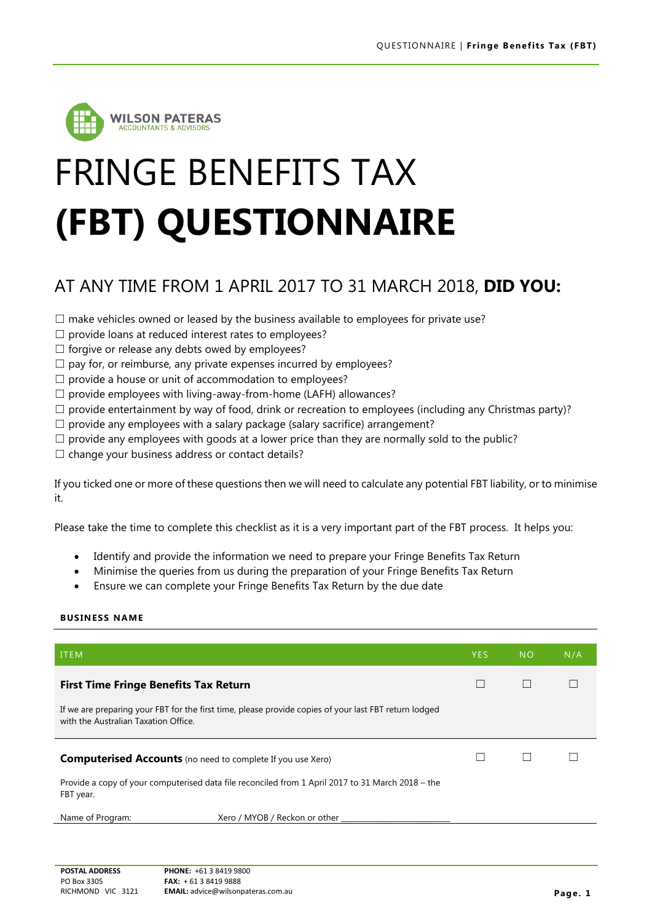WILSON PATERAS
ACCOUNTANTS & ADVISORS

# FRINGE BENEFITS TAX (FBT) QUESTIONNAIRE

## AT ANY TIME FROM 1 APRIL 2017 TO 31 MARCH 2018, **DID YOU:**

☐ make vehicles owned or leased by the business available to employees for private use?
☐ provide loans at reduced interest rates to employees?
☐ forgive or release any debts owed by employees?
☐ pay for, or reimburse, any private expenses incurred by employees?
☐ provide a house or unit of accommodation to employees?
☐ provide employees with living-away-from-home (LAFH) allowances?
☐ provide entertainment by way of food, drink or recreation to employees (including any Christmas party)?
☐ provide any employees with a salary package (salary sacrifice) arrangement?
☐ provide any employees with goods at a lower price than they are normally sold to the public?
☐ change your business address or contact details?

If you ticked one or more of these questions then we will need to calculate any potential FBT liability, or to minimise it.

Please take the time to complete this checklist as it is a very important part of the FBT process. It helps you:

- Identify and provide the information we need to prepare your Fringe Benefits Tax Return
- Minimise the queries from us during the preparation of your Fringe Benefits Tax Return
- Ensure we can complete your Fringe Benefits Tax Return by the due date

**BUSINESS NAME**

| ITEM | YES | NO | N/A |
|---|---|---|---|
| **First Time Fringe Benefits Tax Return**<br><br>If we are preparing your FBT for the first time, please provide copies of your last FBT return lodged with the Australian Taxation Office. | ☐ | ☐ | ☐ |
| **Computerised Accounts** (no need to complete If you use Xero)<br><br>Provide a copy of your computerised data file reconciled from 1 April 2017 to 31 March 2018 – the FBT year.<br><br>Name of Program: Xero / MYOB / Reckon or other ___________________________ | ☐ | ☐ | ☐ |

**POSTAL ADDRESS**
PO Box 3305
RICHMOND VIC 3121

**PHONE:** +61 3 8419 9800
**FAX:** + 61 3 8419 9888
**EMAIL:** advice@wilsonpateras.com.au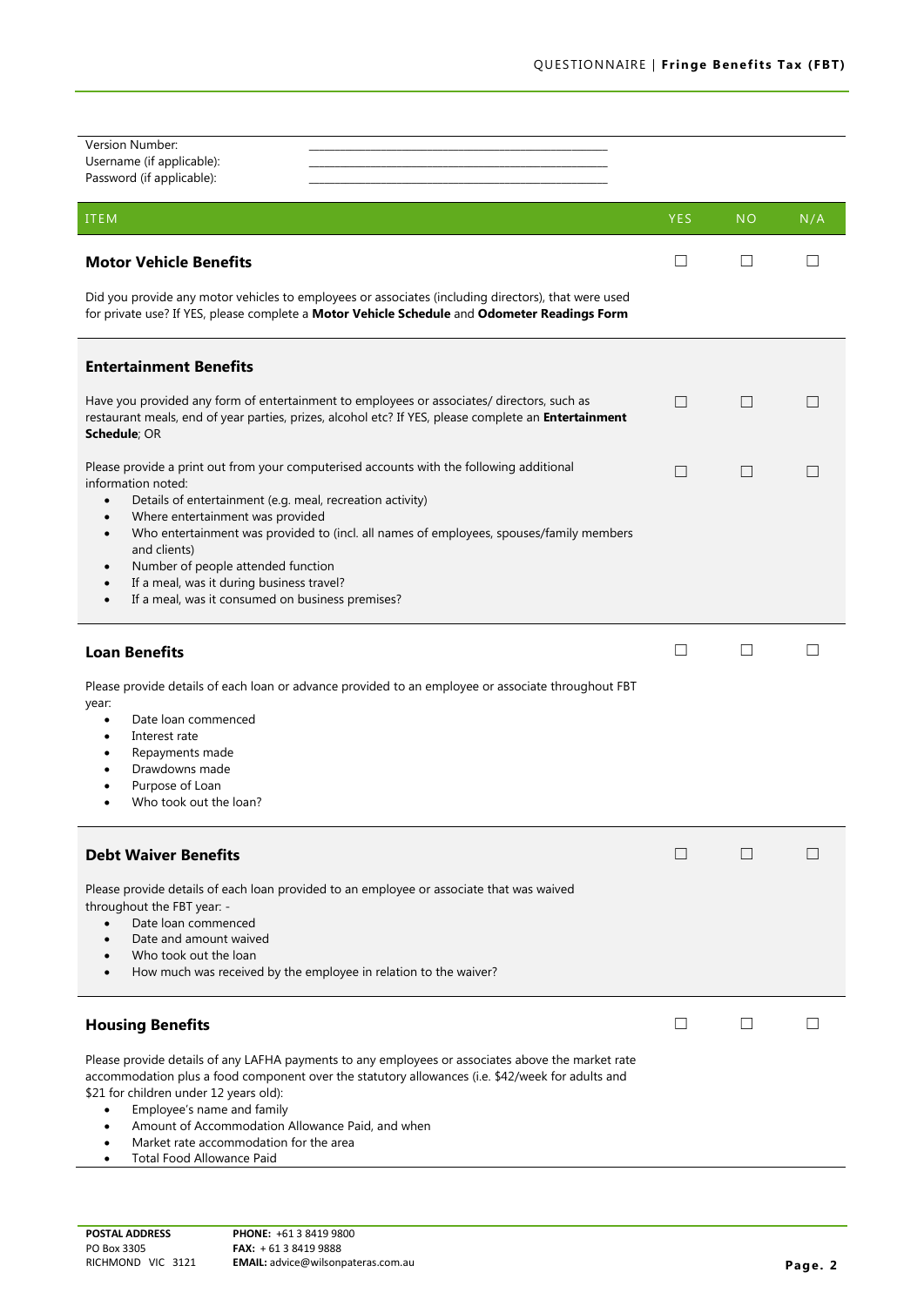Version Number: \_\_\_\_\_\_\_\_\_\_\_\_\_\_\_\_\_\_\_\_\_\_\_\_\_\_\_\_\_\_\_\_\_\_\_\_\_\_\_\_\_\_\_\_
Username (if applicable): \_\_\_\_\_\_\_\_\_\_\_\_\_\_\_\_\_\_\_\_\_\_\_\_\_\_\_\_\_\_\_\_\_\_\_\_\_\_\_\_\_\_\_\_
Password (if applicable): \_\_\_\_\_\_\_\_\_\_\_\_\_\_\_\_\_\_\_\_\_\_\_\_\_\_\_\_\_\_\_\_\_\_\_\_\_\_\_\_\_\_\_\_

| ITEM | YES | NO | N/A |
|---|---|---|---|
| **Motor Vehicle Benefits** | ☐ | ☐ | ☐ |
| Did you provide any motor vehicles to employees or associates (including directors), that were used for private use? If YES, please complete a **Motor Vehicle Schedule** and **Odometer Readings Form** | | | |
| **Entertainment Benefits** | | | |
| Have you provided any form of entertainment to employees or associates/ directors, such as restaurant meals, end of year parties, prizes, alcohol etc? If YES, please complete an **Entertainment Schedule**; OR | ☐ | ☐ | ☐ |
| Please provide a print out from your computerised accounts with the following additional information noted:<br>• Details of entertainment (e.g. meal, recreation activity)<br>• Where entertainment was provided<br>• Who entertainment was provided to (incl. all names of employees, spouses/family members and clients)<br>• Number of people attended function<br>• If a meal, was it during business travel?<br>• If a meal, was it consumed on business premises? | ☐ | ☐ | ☐ |
| **Loan Benefits** | ☐ | ☐ | ☐ |
| Please provide details of each loan or advance provided to an employee or associate throughout FBT year:<br>• Date loan commenced<br>• Interest rate<br>• Repayments made<br>• Drawdowns made<br>• Purpose of Loan<br>• Who took out the loan? | | | |
| **Debt Waiver Benefits** | ☐ | ☐ | ☐ |
| Please provide details of each loan provided to an employee or associate that was waived throughout the FBT year: -<br>• Date loan commenced<br>• Date and amount waived<br>• Who took out the loan<br>• How much was received by the employee in relation to the waiver? | | | |
| **Housing Benefits** | ☐ | ☐ | ☐ |
| Please provide details of any LAFHA payments to any employees or associates above the market rate accommodation plus a food component over the statutory allowances (i.e. $42/week for adults and $21 for children under 12 years old):<br>• Employee's name and family<br>• Amount of Accommodation Allowance Paid, and when<br>• Market rate accommodation for the area<br>• Total Food Allowance Paid | | | |

**POSTAL ADDRESS**
PO Box 3305
RICHMOND VIC 3121

**PHONE:** +61 3 8419 9800
**FAX:** + 61 3 8419 9888
**EMAIL:** advice@wilsonpateras.com.au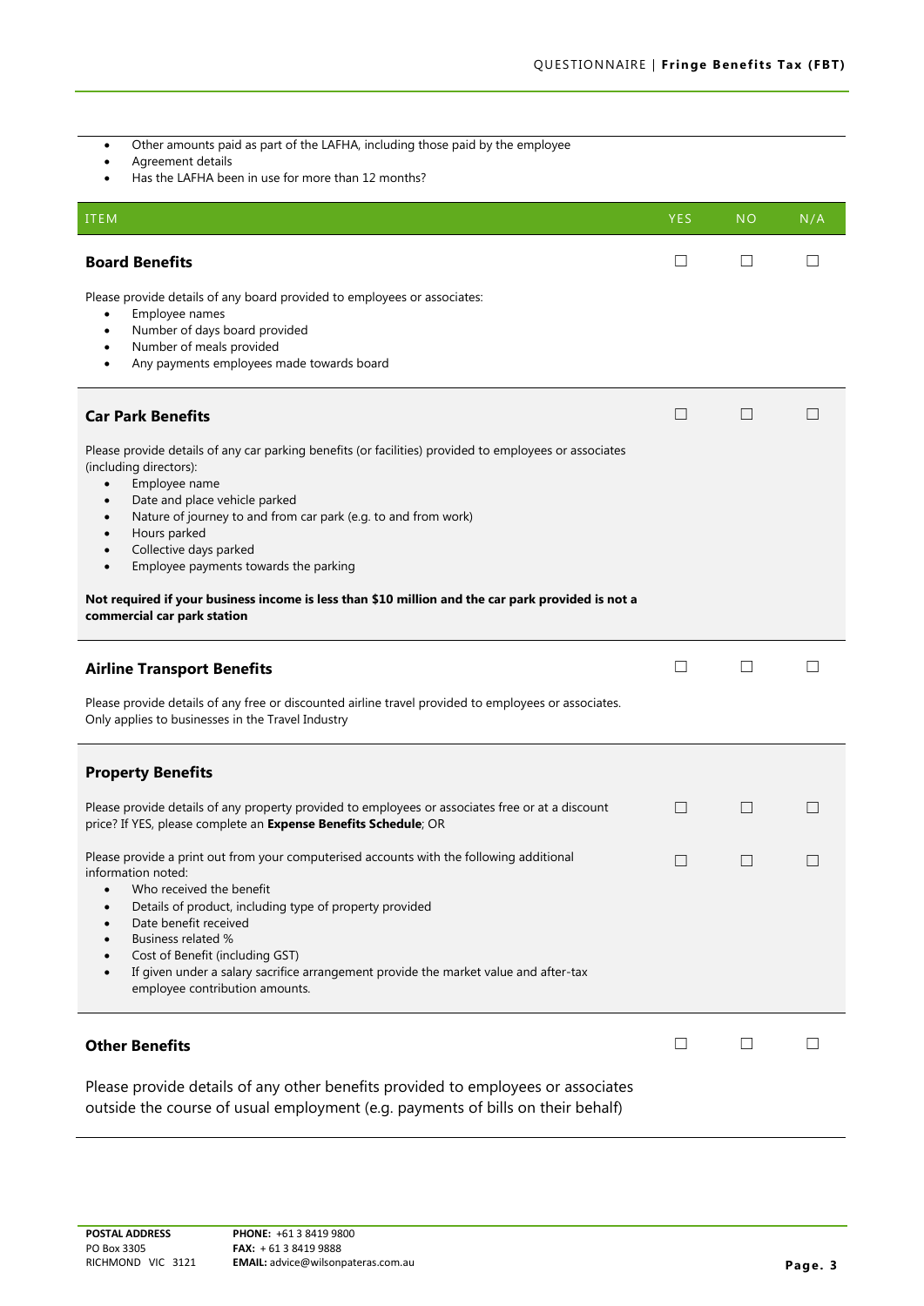- Other amounts paid as part of the LAFHA, including those paid by the employee
- Agreement details
- Has the LAFHA been in use for more than 12 months?

| ITEM | YES | NO | N/A |
|---|---|---|---|
| **Board Benefits**<br><br>Please provide details of any board provided to employees or associates:<br>• Employee names<br>• Number of days board provided<br>• Number of meals provided<br>• Any payments employees made towards board | ☐ | ☐ | ☐ |
| **Car Park Benefits**<br><br>Please provide details of any car parking benefits (or facilities) provided to employees or associates (including directors):<br>• Employee name<br>• Date and place vehicle parked<br>• Nature of journey to and from car park (e.g. to and from work)<br>• Hours parked<br>• Collective days parked<br>• Employee payments towards the parking<br><br>**Not required if your business income is less than $10 million and the car park provided is not a commercial car park station** | ☐ | ☐ | ☐ |
| **Airline Transport Benefits**<br><br>Please provide details of any free or discounted airline travel provided to employees or associates. Only applies to businesses in the Travel Industry | ☐ | ☐ | ☐ |
| **Property Benefits** | | | |
| Please provide details of any property provided to employees or associates free or at a discount price? If YES, please complete an **Expense Benefits Schedule**; OR | ☐ | ☐ | ☐ |
| Please provide a print out from your computerised accounts with the following additional information noted:<br>• Who received the benefit<br>• Details of product, including type of property provided<br>• Date benefit received<br>• Business related %<br>• Cost of Benefit (including GST)<br>• If given under a salary sacrifice arrangement provide the market value and after-tax employee contribution amounts. | ☐ | ☐ | ☐ |
| **Other Benefits**<br><br>Please provide details of any other benefits provided to employees or associates outside the course of usual employment (e.g. payments of bills on their behalf) | ☐ | ☐ | ☐ |

**POSTAL ADDRESS**
PO Box 3305
RICHMOND VIC 3121

**PHONE:** +61 3 8419 9800
**FAX:** + 61 3 8419 9888
**EMAIL:** advice@wilsonpateras.com.au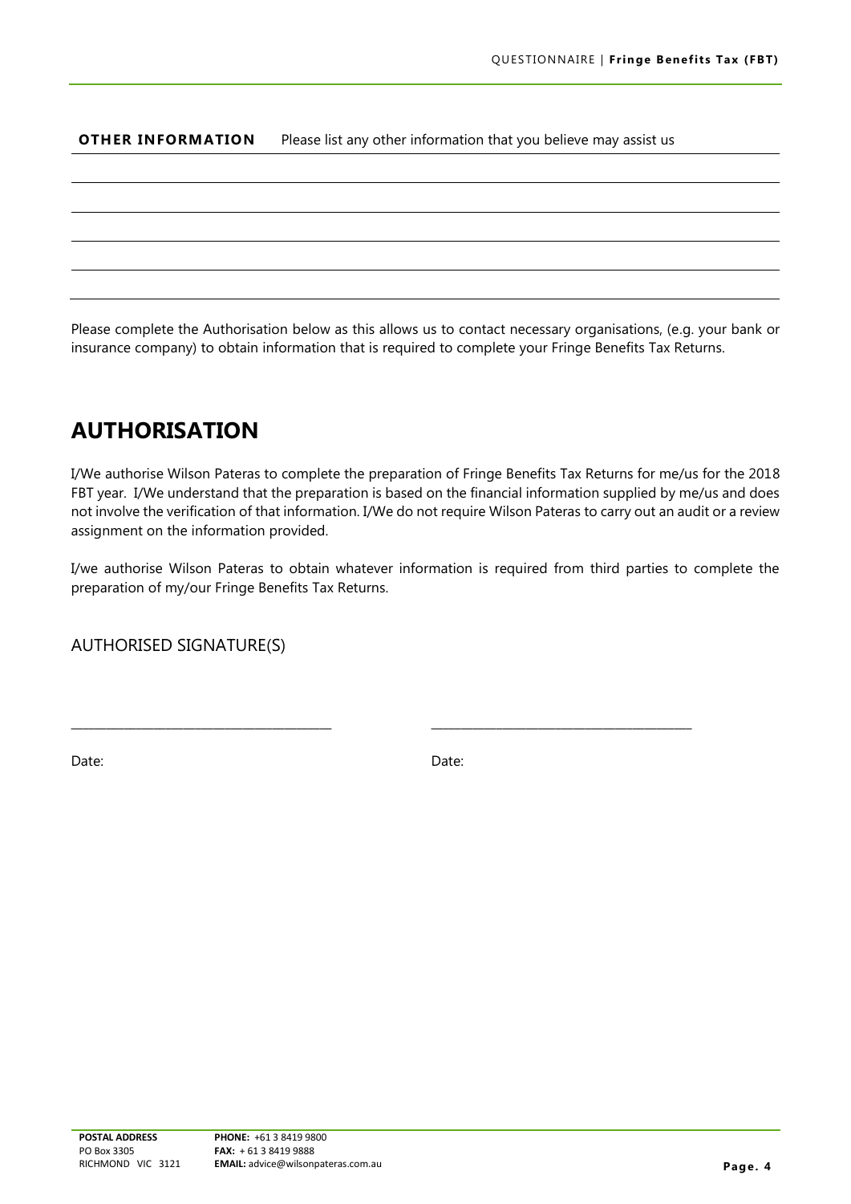**OTHER INFORMATION** Please list any other information that you believe may assist us

Please complete the Authorisation below as this allows us to contact necessary organisations, (e.g. your bank or insurance company) to obtain information that is required to complete your Fringe Benefits Tax Returns.

## AUTHORISATION

I/We authorise Wilson Pateras to complete the preparation of Fringe Benefits Tax Returns for me/us for the 2018 FBT year. I/We understand that the preparation is based on the financial information supplied by me/us and does not involve the verification of that information. I/We do not require Wilson Pateras to carry out an audit or a review assignment on the information provided.

I/we authorise Wilson Pateras to obtain whatever information is required from third parties to complete the preparation of my/our Fringe Benefits Tax Returns.

AUTHORISED SIGNATURE(S)

_______________________________________ _______________________________________

Date: Date:

**POSTAL ADDRESS**
PO Box 3305
RICHMOND VIC 3121

**PHONE:** +61 3 8419 9800
**FAX:** + 61 3 8419 9888
**EMAIL:** advice@wilsonpateras.com.au